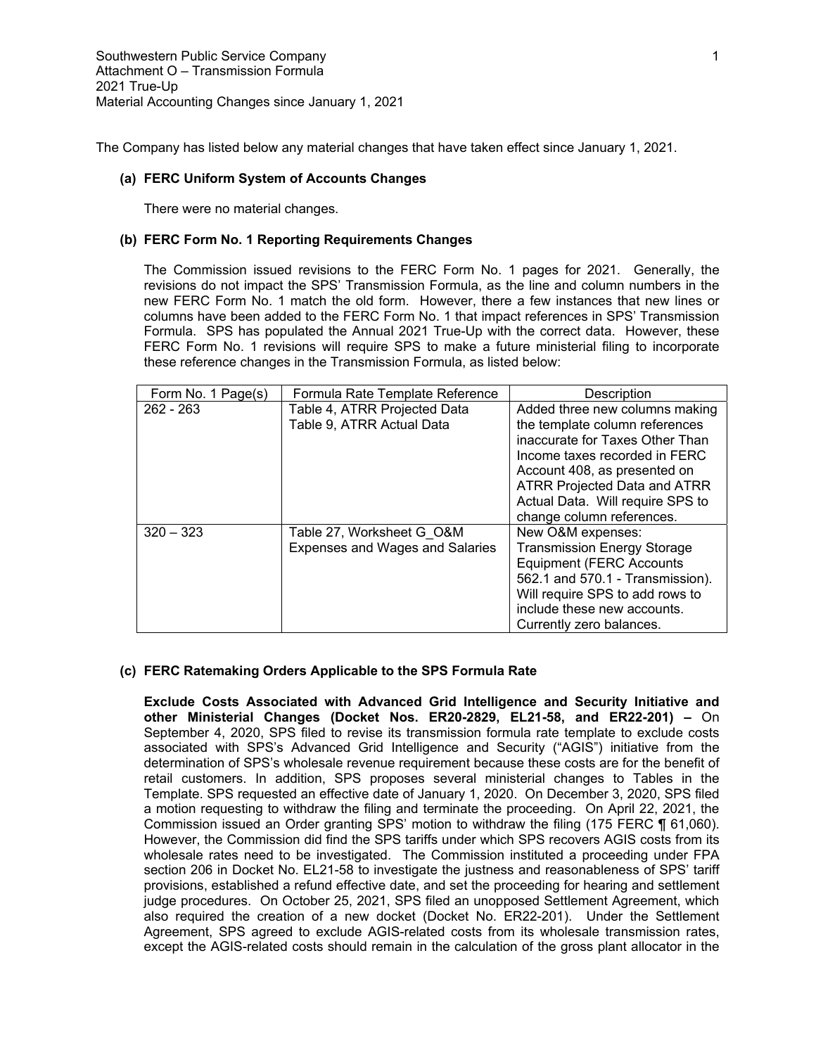Southwestern Public Service Company
Attachment O – Transmission Formula
2021 True-Up
Material Accounting Changes since January 1, 2021

The Company has listed below any material changes that have taken effect since January 1, 2021.

**(a) FERC Uniform System of Accounts Changes**

There were no material changes.

**(b) FERC Form No. 1 Reporting Requirements Changes**

The Commission issued revisions to the FERC Form No. 1 pages for 2021. Generally, the revisions do not impact the SPS' Transmission Formula, as the line and column numbers in the new FERC Form No. 1 match the old form. However, there a few instances that new lines or columns have been added to the FERC Form No. 1 that impact references in SPS' Transmission Formula. SPS has populated the Annual 2021 True-Up with the correct data. However, these FERC Form No. 1 revisions will require SPS to make a future ministerial filing to incorporate these reference changes in the Transmission Formula, as listed below:

| Form No. 1 Page(s) | Formula Rate Template Reference | Description |
|---|---|---|
| 262 - 263 | Table 4, ATRR Projected Data<br>Table 9, ATRR Actual Data | Added three new columns making the template column references inaccurate for Taxes Other Than Income taxes recorded in FERC Account 408, as presented on ATRR Projected Data and ATRR Actual Data. Will require SPS to change column references. |
| 320 – 323 | Table 27, Worksheet G_O&M Expenses and Wages and Salaries | New O&M expenses: Transmission Energy Storage Equipment (FERC Accounts 562.1 and 570.1 - Transmission). Will require SPS to add rows to include these new accounts. Currently zero balances. |

**(c) FERC Ratemaking Orders Applicable to the SPS Formula Rate**

**Exclude Costs Associated with Advanced Grid Intelligence and Security Initiative and other Ministerial Changes (Docket Nos. ER20-2829, EL21-58, and ER22-201) –** On September 4, 2020, SPS filed to revise its transmission formula rate template to exclude costs associated with SPS's Advanced Grid Intelligence and Security ("AGIS") initiative from the determination of SPS's wholesale revenue requirement because these costs are for the benefit of retail customers. In addition, SPS proposes several ministerial changes to Tables in the Template. SPS requested an effective date of January 1, 2020. On December 3, 2020, SPS filed a motion requesting to withdraw the filing and terminate the proceeding. On April 22, 2021, the Commission issued an Order granting SPS' motion to withdraw the filing (175 FERC ¶ 61,060). However, the Commission did find the SPS tariffs under which SPS recovers AGIS costs from its wholesale rates need to be investigated. The Commission instituted a proceeding under FPA section 206 in Docket No. EL21-58 to investigate the justness and reasonableness of SPS' tariff provisions, established a refund effective date, and set the proceeding for hearing and settlement judge procedures. On October 25, 2021, SPS filed an unopposed Settlement Agreement, which also required the creation of a new docket (Docket No. ER22-201). Under the Settlement Agreement, SPS agreed to exclude AGIS-related costs from its wholesale transmission rates, except the AGIS-related costs should remain in the calculation of the gross plant allocator in the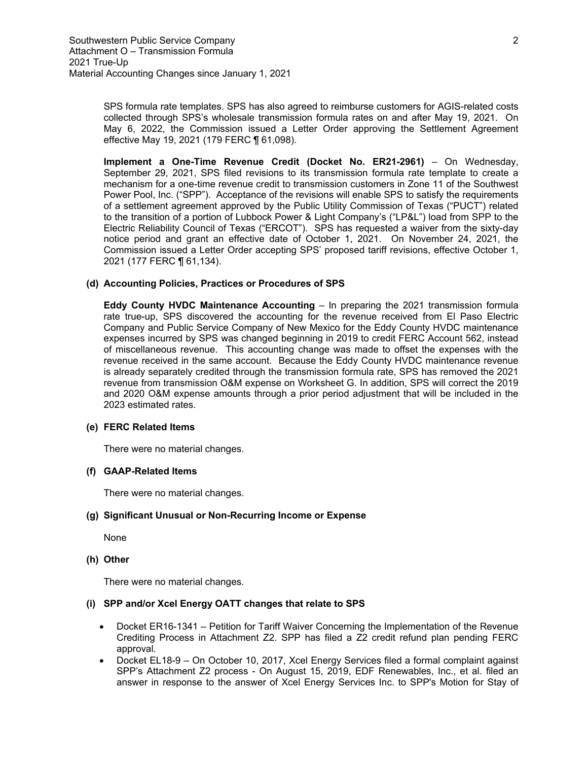SPS formula rate templates. SPS has also agreed to reimburse customers for AGIS-related costs collected through SPS's wholesale transmission formula rates on and after May 19, 2021. On May 6, 2022, the Commission issued a Letter Order approving the Settlement Agreement effective May 19, 2021 (179 FERC ¶ 61,098).

**Implement a One-Time Revenue Credit (Docket No. ER21-2961)** – On Wednesday, September 29, 2021, SPS filed revisions to its transmission formula rate template to create a mechanism for a one-time revenue credit to transmission customers in Zone 11 of the Southwest Power Pool, Inc. ("SPP"). Acceptance of the revisions will enable SPS to satisfy the requirements of a settlement agreement approved by the Public Utility Commission of Texas ("PUCT") related to the transition of a portion of Lubbock Power & Light Company's ("LP&L") load from SPP to the Electric Reliability Council of Texas ("ERCOT"). SPS has requested a waiver from the sixty-day notice period and grant an effective date of October 1, 2021. On November 24, 2021, the Commission issued a Letter Order accepting SPS' proposed tariff revisions, effective October 1, 2021 (177 FERC ¶ 61,134).

**(d) Accounting Policies, Practices or Procedures of SPS**

**Eddy County HVDC Maintenance Accounting** – In preparing the 2021 transmission formula rate true-up, SPS discovered the accounting for the revenue received from El Paso Electric Company and Public Service Company of New Mexico for the Eddy County HVDC maintenance expenses incurred by SPS was changed beginning in 2019 to credit FERC Account 562, instead of miscellaneous revenue. This accounting change was made to offset the expenses with the revenue received in the same account. Because the Eddy County HVDC maintenance revenue is already separately credited through the transmission formula rate, SPS has removed the 2021 revenue from transmission O&M expense on Worksheet G. In addition, SPS will correct the 2019 and 2020 O&M expense amounts through a prior period adjustment that will be included in the 2023 estimated rates.

**(e) FERC Related Items**

There were no material changes.

**(f) GAAP-Related Items**

There were no material changes.

**(g) Significant Unusual or Non-Recurring Income or Expense**

None

**(h) Other**

There were no material changes.

**(i) SPP and/or Xcel Energy OATT changes that relate to SPS**

- Docket ER16-1341 – Petition for Tariff Waiver Concerning the Implementation of the Revenue Crediting Process in Attachment Z2. SPP has filed a Z2 credit refund plan pending FERC approval.
- Docket EL18-9 – On October 10, 2017, Xcel Energy Services filed a formal complaint against SPP's Attachment Z2 process - On August 15, 2019, EDF Renewables, Inc., et al. filed an answer in response to the answer of Xcel Energy Services Inc. to SPP's Motion for Stay of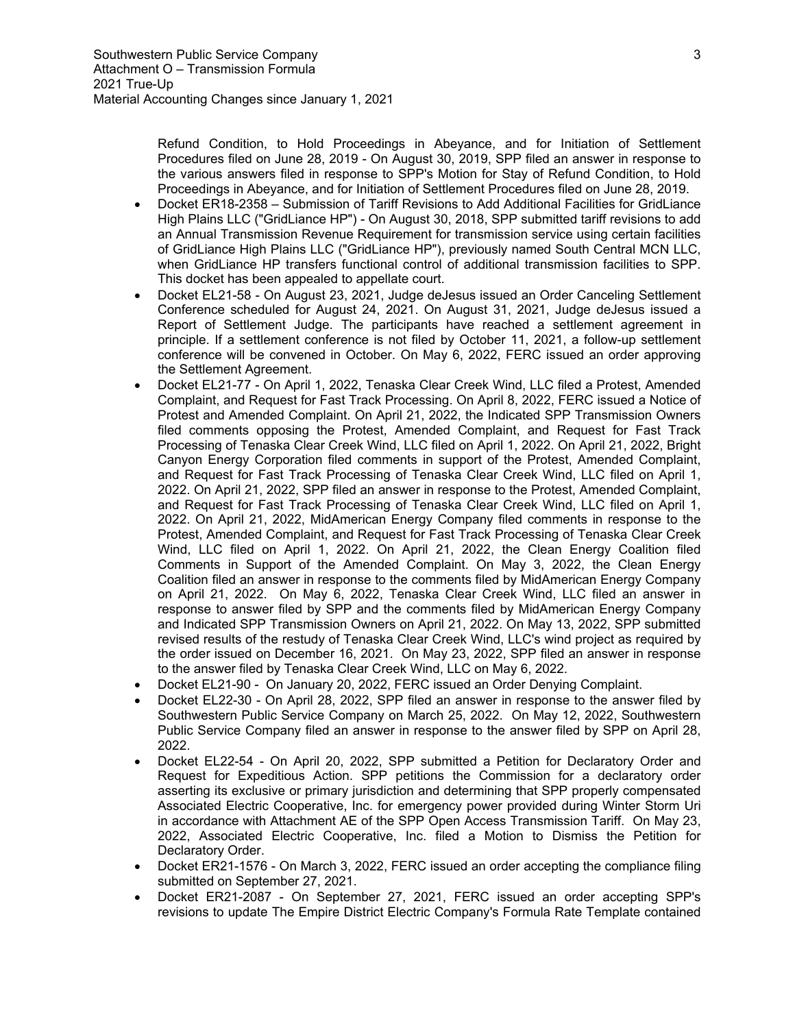Refund Condition, to Hold Proceedings in Abeyance, and for Initiation of Settlement Procedures filed on June 28, 2019 - On August 30, 2019, SPP filed an answer in response to the various answers filed in response to SPP's Motion for Stay of Refund Condition, to Hold Proceedings in Abeyance, and for Initiation of Settlement Procedures filed on June 28, 2019.

- Docket ER18-2358 – Submission of Tariff Revisions to Add Additional Facilities for GridLiance High Plains LLC ("GridLiance HP") - On August 30, 2018, SPP submitted tariff revisions to add an Annual Transmission Revenue Requirement for transmission service using certain facilities of GridLiance High Plains LLC ("GridLiance HP"), previously named South Central MCN LLC, when GridLiance HP transfers functional control of additional transmission facilities to SPP. This docket has been appealed to appellate court.
- Docket EL21-58 - On August 23, 2021, Judge deJesus issued an Order Canceling Settlement Conference scheduled for August 24, 2021. On August 31, 2021, Judge deJesus issued a Report of Settlement Judge. The participants have reached a settlement agreement in principle. If a settlement conference is not filed by October 11, 2021, a follow-up settlement conference will be convened in October. On May 6, 2022, FERC issued an order approving the Settlement Agreement.
- Docket EL21-77 - On April 1, 2022, Tenaska Clear Creek Wind, LLC filed a Protest, Amended Complaint, and Request for Fast Track Processing. On April 8, 2022, FERC issued a Notice of Protest and Amended Complaint. On April 21, 2022, the Indicated SPP Transmission Owners filed comments opposing the Protest, Amended Complaint, and Request for Fast Track Processing of Tenaska Clear Creek Wind, LLC filed on April 1, 2022. On April 21, 2022, Bright Canyon Energy Corporation filed comments in support of the Protest, Amended Complaint, and Request for Fast Track Processing of Tenaska Clear Creek Wind, LLC filed on April 1, 2022. On April 21, 2022, SPP filed an answer in response to the Protest, Amended Complaint, and Request for Fast Track Processing of Tenaska Clear Creek Wind, LLC filed on April 1, 2022. On April 21, 2022, MidAmerican Energy Company filed comments in response to the Protest, Amended Complaint, and Request for Fast Track Processing of Tenaska Clear Creek Wind, LLC filed on April 1, 2022. On April 21, 2022, the Clean Energy Coalition filed Comments in Support of the Amended Complaint. On May 3, 2022, the Clean Energy Coalition filed an answer in response to the comments filed by MidAmerican Energy Company on April 21, 2022. On May 6, 2022, Tenaska Clear Creek Wind, LLC filed an answer in response to answer filed by SPP and the comments filed by MidAmerican Energy Company and Indicated SPP Transmission Owners on April 21, 2022. On May 13, 2022, SPP submitted revised results of the restudy of Tenaska Clear Creek Wind, LLC's wind project as required by the order issued on December 16, 2021. On May 23, 2022, SPP filed an answer in response to the answer filed by Tenaska Clear Creek Wind, LLC on May 6, 2022.
- Docket EL21-90 - On January 20, 2022, FERC issued an Order Denying Complaint.
- Docket EL22-30 - On April 28, 2022, SPP filed an answer in response to the answer filed by Southwestern Public Service Company on March 25, 2022. On May 12, 2022, Southwestern Public Service Company filed an answer in response to the answer filed by SPP on April 28, 2022.
- Docket EL22-54 - On April 20, 2022, SPP submitted a Petition for Declaratory Order and Request for Expeditious Action. SPP petitions the Commission for a declaratory order asserting its exclusive or primary jurisdiction and determining that SPP properly compensated Associated Electric Cooperative, Inc. for emergency power provided during Winter Storm Uri in accordance with Attachment AE of the SPP Open Access Transmission Tariff. On May 23, 2022, Associated Electric Cooperative, Inc. filed a Motion to Dismiss the Petition for Declaratory Order.
- Docket ER21-1576 - On March 3, 2022, FERC issued an order accepting the compliance filing submitted on September 27, 2021.
- Docket ER21-2087 - On September 27, 2021, FERC issued an order accepting SPP's revisions to update The Empire District Electric Company's Formula Rate Template contained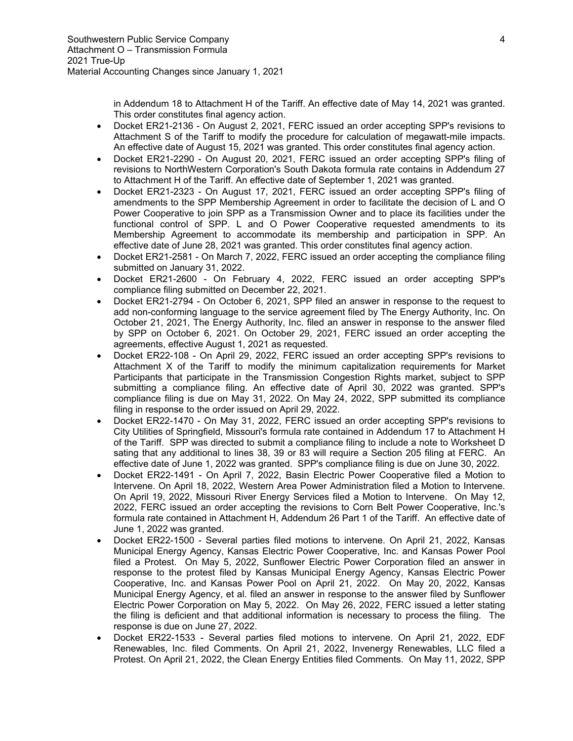in Addendum 18 to Attachment H of the Tariff. An effective date of May 14, 2021 was granted. This order constitutes final agency action.

- Docket ER21-2136 - On August 2, 2021, FERC issued an order accepting SPP's revisions to Attachment S of the Tariff to modify the procedure for calculation of megawatt-mile impacts. An effective date of August 15, 2021 was granted. This order constitutes final agency action.
- Docket ER21-2290 - On August 20, 2021, FERC issued an order accepting SPP's filing of revisions to NorthWestern Corporation's South Dakota formula rate contains in Addendum 27 to Attachment H of the Tariff. An effective date of September 1, 2021 was granted.
- Docket ER21-2323 - On August 17, 2021, FERC issued an order accepting SPP's filing of amendments to the SPP Membership Agreement in order to facilitate the decision of L and O Power Cooperative to join SPP as a Transmission Owner and to place its facilities under the functional control of SPP. L and O Power Cooperative requested amendments to its Membership Agreement to accommodate its membership and participation in SPP. An effective date of June 28, 2021 was granted. This order constitutes final agency action.
- Docket ER21-2581 - On March 7, 2022, FERC issued an order accepting the compliance filing submitted on January 31, 2022.
- Docket ER21-2600 - On February 4, 2022, FERC issued an order accepting SPP's compliance filing submitted on December 22, 2021.
- Docket ER21-2794 - On October 6, 2021, SPP filed an answer in response to the request to add non-conforming language to the service agreement filed by The Energy Authority, Inc. On October 21, 2021, The Energy Authority, Inc. filed an answer in response to the answer filed by SPP on October 6, 2021. On October 29, 2021, FERC issued an order accepting the agreements, effective August 1, 2021 as requested.
- Docket ER22-108 - On April 29, 2022, FERC issued an order accepting SPP's revisions to Attachment X of the Tariff to modify the minimum capitalization requirements for Market Participants that participate in the Transmission Congestion Rights market, subject to SPP submitting a compliance filing. An effective date of April 30, 2022 was granted. SPP's compliance filing is due on May 31, 2022. On May 24, 2022, SPP submitted its compliance filing in response to the order issued on April 29, 2022.
- Docket ER22-1470 - On May 31, 2022, FERC issued an order accepting SPP's revisions to City Utilities of Springfield, Missouri's formula rate contained in Addendum 17 to Attachment H of the Tariff. SPP was directed to submit a compliance filing to include a note to Worksheet D sating that any additional to lines 38, 39 or 83 will require a Section 205 filing at FERC. An effective date of June 1, 2022 was granted. SPP's compliance filing is due on June 30, 2022.
- Docket ER22-1491 - On April 7, 2022, Basin Electric Power Cooperative filed a Motion to Intervene. On April 18, 2022, Western Area Power Administration filed a Motion to Intervene. On April 19, 2022, Missouri River Energy Services filed a Motion to Intervene. On May 12, 2022, FERC issued an order accepting the revisions to Corn Belt Power Cooperative, Inc.'s formula rate contained in Attachment H, Addendum 26 Part 1 of the Tariff. An effective date of June 1, 2022 was granted.
- Docket ER22-1500 - Several parties filed motions to intervene. On April 21, 2022, Kansas Municipal Energy Agency, Kansas Electric Power Cooperative, Inc. and Kansas Power Pool filed a Protest. On May 5, 2022, Sunflower Electric Power Corporation filed an answer in response to the protest filed by Kansas Municipal Energy Agency, Kansas Electric Power Cooperative, Inc. and Kansas Power Pool on April 21, 2022. On May 20, 2022, Kansas Municipal Energy Agency, et al. filed an answer in response to the answer filed by Sunflower Electric Power Corporation on May 5, 2022. On May 26, 2022, FERC issued a letter stating the filing is deficient and that additional information is necessary to process the filing. The response is due on June 27, 2022.
- Docket ER22-1533 - Several parties filed motions to intervene. On April 21, 2022, EDF Renewables, Inc. filed Comments. On April 21, 2022, Invenergy Renewables, LLC filed a Protest. On April 21, 2022, the Clean Energy Entities filed Comments. On May 11, 2022, SPP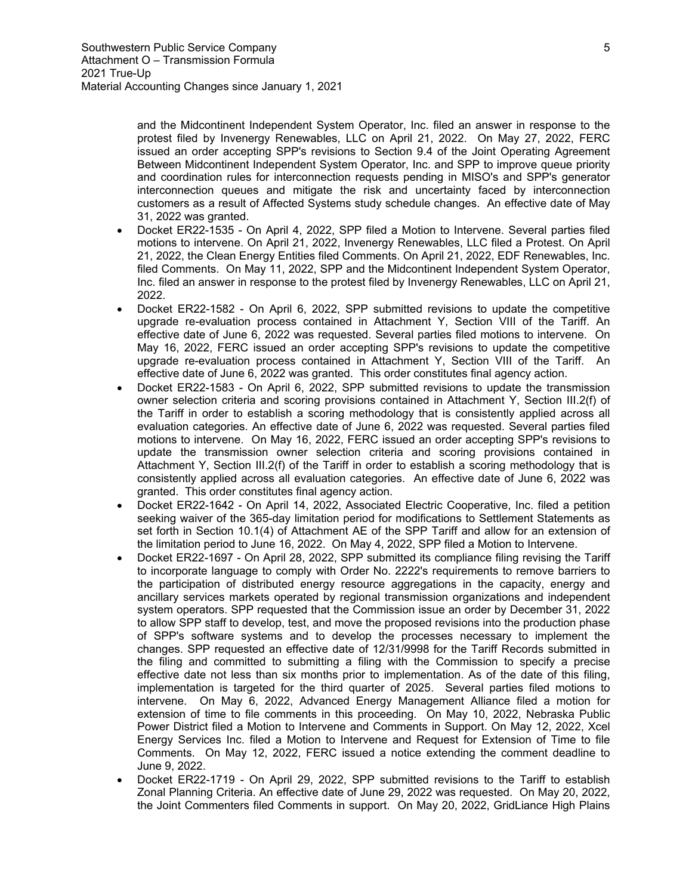and the Midcontinent Independent System Operator, Inc. filed an answer in response to the protest filed by Invenergy Renewables, LLC on April 21, 2022. On May 27, 2022, FERC issued an order accepting SPP's revisions to Section 9.4 of the Joint Operating Agreement Between Midcontinent Independent System Operator, Inc. and SPP to improve queue priority and coordination rules for interconnection requests pending in MISO's and SPP's generator interconnection queues and mitigate the risk and uncertainty faced by interconnection customers as a result of Affected Systems study schedule changes. An effective date of May 31, 2022 was granted.

- Docket ER22-1535 - On April 4, 2022, SPP filed a Motion to Intervene. Several parties filed motions to intervene. On April 21, 2022, Invenergy Renewables, LLC filed a Protest. On April 21, 2022, the Clean Energy Entities filed Comments. On April 21, 2022, EDF Renewables, Inc. filed Comments. On May 11, 2022, SPP and the Midcontinent Independent System Operator, Inc. filed an answer in response to the protest filed by Invenergy Renewables, LLC on April 21, 2022.
- Docket ER22-1582 - On April 6, 2022, SPP submitted revisions to update the competitive upgrade re-evaluation process contained in Attachment Y, Section VIII of the Tariff. An effective date of June 6, 2022 was requested. Several parties filed motions to intervene. On May 16, 2022, FERC issued an order accepting SPP's revisions to update the competitive upgrade re-evaluation process contained in Attachment Y, Section VIII of the Tariff. An effective date of June 6, 2022 was granted. This order constitutes final agency action.
- Docket ER22-1583 - On April 6, 2022, SPP submitted revisions to update the transmission owner selection criteria and scoring provisions contained in Attachment Y, Section III.2(f) of the Tariff in order to establish a scoring methodology that is consistently applied across all evaluation categories. An effective date of June 6, 2022 was requested. Several parties filed motions to intervene. On May 16, 2022, FERC issued an order accepting SPP's revisions to update the transmission owner selection criteria and scoring provisions contained in Attachment Y, Section III.2(f) of the Tariff in order to establish a scoring methodology that is consistently applied across all evaluation categories. An effective date of June 6, 2022 was granted. This order constitutes final agency action.
- Docket ER22-1642 - On April 14, 2022, Associated Electric Cooperative, Inc. filed a petition seeking waiver of the 365-day limitation period for modifications to Settlement Statements as set forth in Section 10.1(4) of Attachment AE of the SPP Tariff and allow for an extension of the limitation period to June 16, 2022. On May 4, 2022, SPP filed a Motion to Intervene.
- Docket ER22-1697 - On April 28, 2022, SPP submitted its compliance filing revising the Tariff to incorporate language to comply with Order No. 2222's requirements to remove barriers to the participation of distributed energy resource aggregations in the capacity, energy and ancillary services markets operated by regional transmission organizations and independent system operators. SPP requested that the Commission issue an order by December 31, 2022 to allow SPP staff to develop, test, and move the proposed revisions into the production phase of SPP's software systems and to develop the processes necessary to implement the changes. SPP requested an effective date of 12/31/9998 for the Tariff Records submitted in the filing and committed to submitting a filing with the Commission to specify a precise effective date not less than six months prior to implementation. As of the date of this filing, implementation is targeted for the third quarter of 2025. Several parties filed motions to intervene. On May 6, 2022, Advanced Energy Management Alliance filed a motion for extension of time to file comments in this proceeding. On May 10, 2022, Nebraska Public Power District filed a Motion to Intervene and Comments in Support. On May 12, 2022, Xcel Energy Services Inc. filed a Motion to Intervene and Request for Extension of Time to file Comments. On May 12, 2022, FERC issued a notice extending the comment deadline to June 9, 2022.
- Docket ER22-1719 - On April 29, 2022, SPP submitted revisions to the Tariff to establish Zonal Planning Criteria. An effective date of June 29, 2022 was requested. On May 20, 2022, the Joint Commenters filed Comments in support. On May 20, 2022, GridLiance High Plains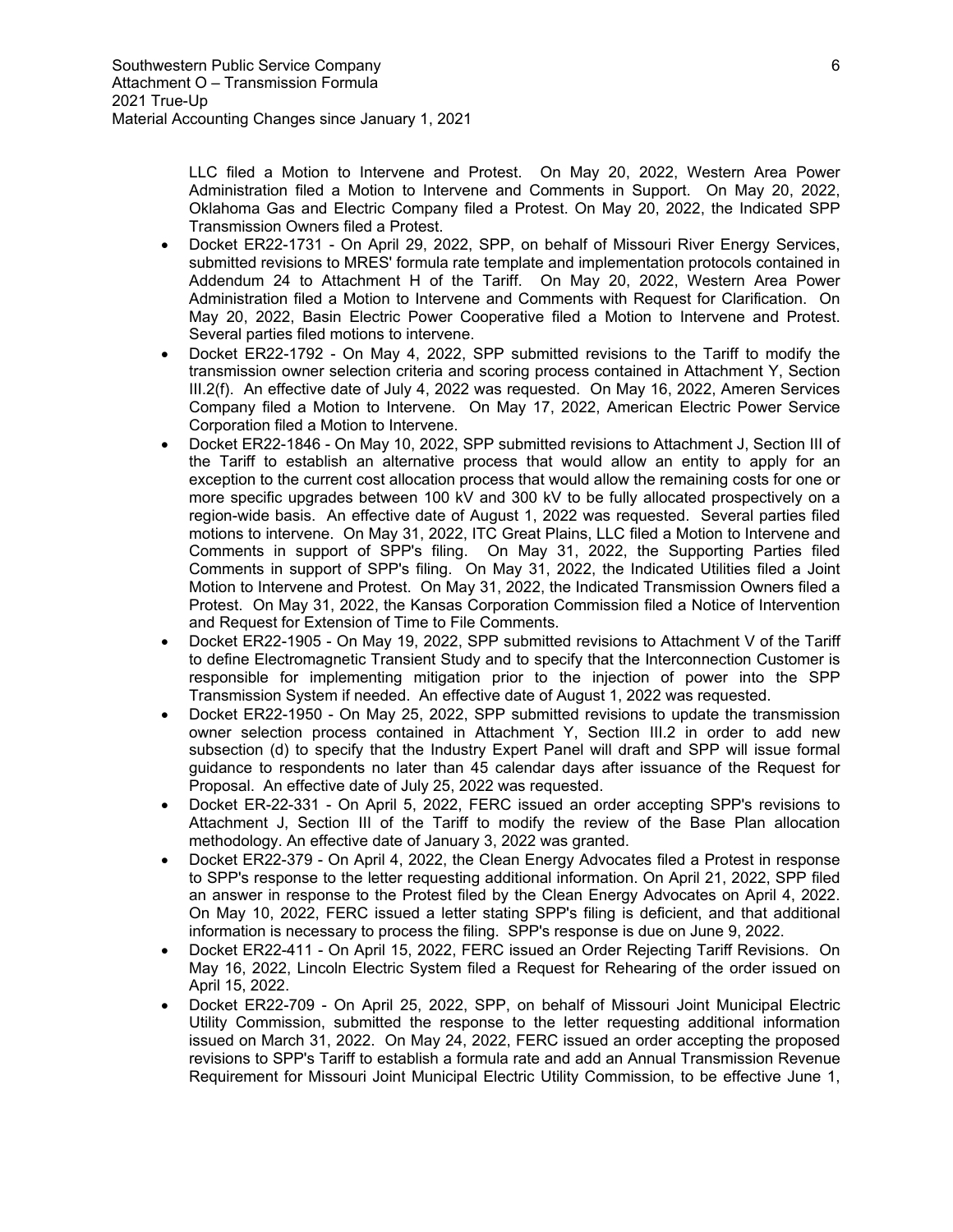LLC filed a Motion to Intervene and Protest. On May 20, 2022, Western Area Power Administration filed a Motion to Intervene and Comments in Support. On May 20, 2022, Oklahoma Gas and Electric Company filed a Protest. On May 20, 2022, the Indicated SPP Transmission Owners filed a Protest.

- Docket ER22-1731 - On April 29, 2022, SPP, on behalf of Missouri River Energy Services, submitted revisions to MRES' formula rate template and implementation protocols contained in Addendum 24 to Attachment H of the Tariff. On May 20, 2022, Western Area Power Administration filed a Motion to Intervene and Comments with Request for Clarification. On May 20, 2022, Basin Electric Power Cooperative filed a Motion to Intervene and Protest. Several parties filed motions to intervene.
- Docket ER22-1792 - On May 4, 2022, SPP submitted revisions to the Tariff to modify the transmission owner selection criteria and scoring process contained in Attachment Y, Section III.2(f). An effective date of July 4, 2022 was requested. On May 16, 2022, Ameren Services Company filed a Motion to Intervene. On May 17, 2022, American Electric Power Service Corporation filed a Motion to Intervene.
- Docket ER22-1846 - On May 10, 2022, SPP submitted revisions to Attachment J, Section III of the Tariff to establish an alternative process that would allow an entity to apply for an exception to the current cost allocation process that would allow the remaining costs for one or more specific upgrades between 100 kV and 300 kV to be fully allocated prospectively on a region-wide basis. An effective date of August 1, 2022 was requested. Several parties filed motions to intervene. On May 31, 2022, ITC Great Plains, LLC filed a Motion to Intervene and Comments in support of SPP's filing. On May 31, 2022, the Supporting Parties filed Comments in support of SPP's filing. On May 31, 2022, the Indicated Utilities filed a Joint Motion to Intervene and Protest. On May 31, 2022, the Indicated Transmission Owners filed a Protest. On May 31, 2022, the Kansas Corporation Commission filed a Notice of Intervention and Request for Extension of Time to File Comments.
- Docket ER22-1905 - On May 19, 2022, SPP submitted revisions to Attachment V of the Tariff to define Electromagnetic Transient Study and to specify that the Interconnection Customer is responsible for implementing mitigation prior to the injection of power into the SPP Transmission System if needed. An effective date of August 1, 2022 was requested.
- Docket ER22-1950 - On May 25, 2022, SPP submitted revisions to update the transmission owner selection process contained in Attachment Y, Section III.2 in order to add new subsection (d) to specify that the Industry Expert Panel will draft and SPP will issue formal guidance to respondents no later than 45 calendar days after issuance of the Request for Proposal. An effective date of July 25, 2022 was requested.
- Docket ER-22-331 - On April 5, 2022, FERC issued an order accepting SPP's revisions to Attachment J, Section III of the Tariff to modify the review of the Base Plan allocation methodology. An effective date of January 3, 2022 was granted.
- Docket ER22-379 - On April 4, 2022, the Clean Energy Advocates filed a Protest in response to SPP's response to the letter requesting additional information. On April 21, 2022, SPP filed an answer in response to the Protest filed by the Clean Energy Advocates on April 4, 2022. On May 10, 2022, FERC issued a letter stating SPP's filing is deficient, and that additional information is necessary to process the filing. SPP's response is due on June 9, 2022.
- Docket ER22-411 - On April 15, 2022, FERC issued an Order Rejecting Tariff Revisions. On May 16, 2022, Lincoln Electric System filed a Request for Rehearing of the order issued on April 15, 2022.
- Docket ER22-709 - On April 25, 2022, SPP, on behalf of Missouri Joint Municipal Electric Utility Commission, submitted the response to the letter requesting additional information issued on March 31, 2022. On May 24, 2022, FERC issued an order accepting the proposed revisions to SPP's Tariff to establish a formula rate and add an Annual Transmission Revenue Requirement for Missouri Joint Municipal Electric Utility Commission, to be effective June 1,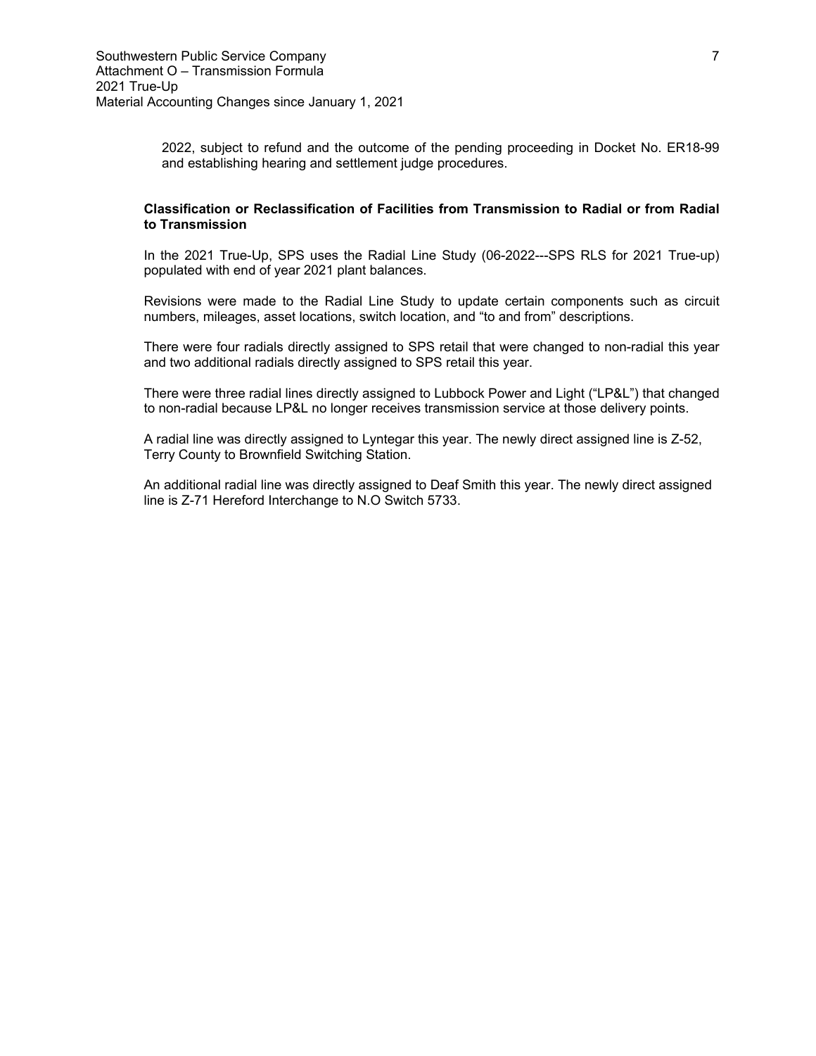2022, subject to refund and the outcome of the pending proceeding in Docket No. ER18-99 and establishing hearing and settlement judge procedures.

**Classification or Reclassification of Facilities from Transmission to Radial or from Radial to Transmission**

In the 2021 True-Up, SPS uses the Radial Line Study (06-2022---SPS RLS for 2021 True-up) populated with end of year 2021 plant balances.

Revisions were made to the Radial Line Study to update certain components such as circuit numbers, mileages, asset locations, switch location, and "to and from" descriptions.

There were four radials directly assigned to SPS retail that were changed to non-radial this year and two additional radials directly assigned to SPS retail this year.

There were three radial lines directly assigned to Lubbock Power and Light ("LP&L") that changed to non-radial because LP&L no longer receives transmission service at those delivery points.

A radial line was directly assigned to Lyntegar this year. The newly direct assigned line is Z-52, Terry County to Brownfield Switching Station.

An additional radial line was directly assigned to Deaf Smith this year. The newly direct assigned line is Z-71 Hereford Interchange to N.O Switch 5733.